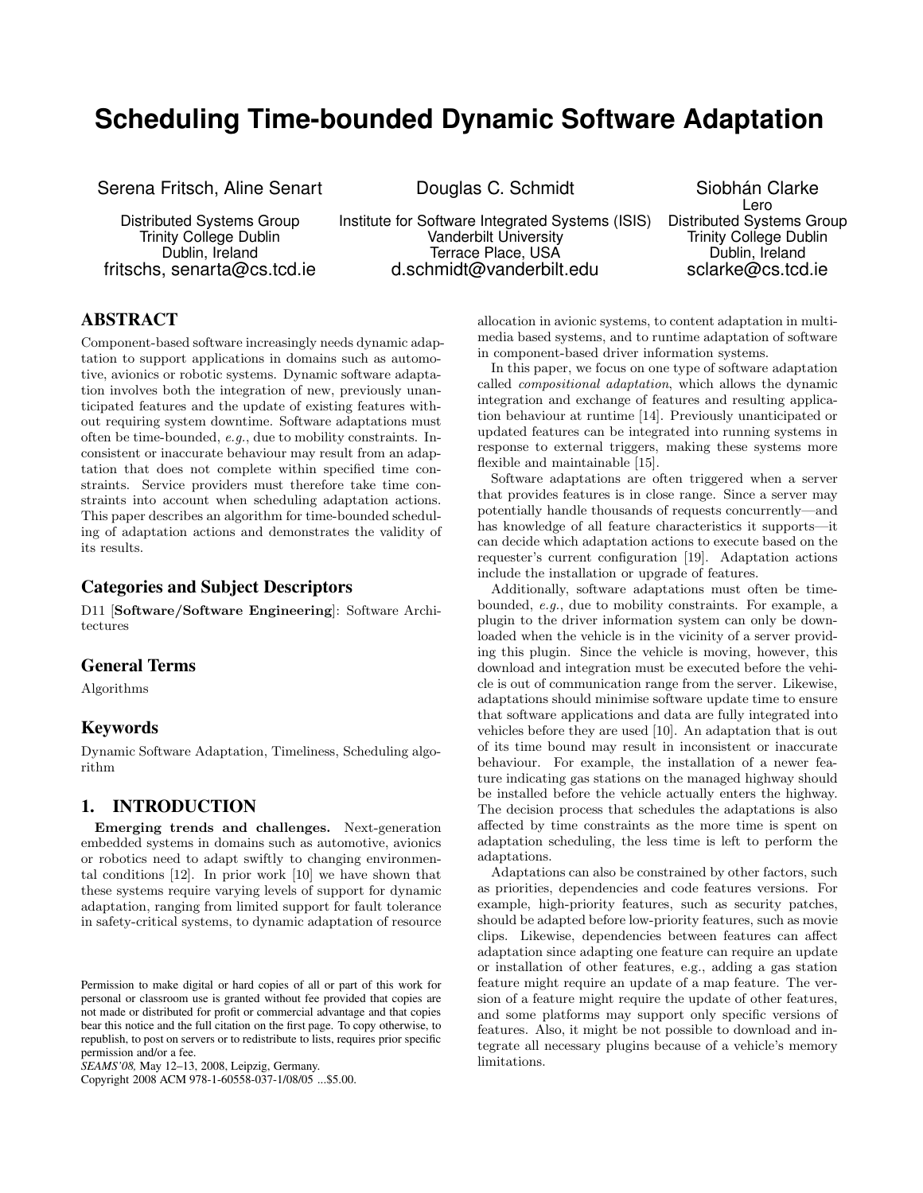# Scheduling Time-bounded Dynamic Software Adaptation

Serena Fritsch, Aline Senart
Distributed Systems Group
Trinity College Dublin
Dublin, Ireland
fritschs, senarta@cs.tcd.ie

Douglas C. Schmidt
Institute for Software Integrated Systems (ISIS)
Vanderbilt University
Terrace Place, USA
d.schmidt@vanderbilt.edu

Siobhán Clarke
Lero
Distributed Systems Group
Trinity College Dublin
Dublin, Ireland
sclarke@cs.tcd.ie

## ABSTRACT

Component-based software increasingly needs dynamic adaptation to support applications in domains such as automotive, avionics or robotic systems. Dynamic software adaptation involves both the integration of new, previously unanticipated features and the update of existing features without requiring system downtime. Software adaptations must often be time-bounded, *e.g.*, due to mobility constraints. Inconsistent or inaccurate behaviour may result from an adaptation that does not complete within specified time constraints. Service providers must therefore take time constraints into account when scheduling adaptation actions. This paper describes an algorithm for time-bounded scheduling of adaptation actions and demonstrates the validity of its results.

### Categories and Subject Descriptors

D11 [**Software/Software Engineering**]: Software Architectures

### General Terms

Algorithms

### Keywords

Dynamic Software Adaptation, Timeliness, Scheduling algorithm

## 1. INTRODUCTION

**Emerging trends and challenges.** Next-generation embedded systems in domains such as automotive, avionics or robotics need to adapt swiftly to changing environmental conditions [12]. In prior work [10] we have shown that these systems require varying levels of support for dynamic adaptation, ranging from limited support for fault tolerance in safety-critical systems, to dynamic adaptation of resource allocation in avionic systems, to content adaptation in multimedia based systems, and to runtime adaptation of software in component-based driver information systems.

In this paper, we focus on one type of software adaptation called *compositional adaptation*, which allows the dynamic integration and exchange of features and resulting application behaviour at runtime [14]. Previously unanticipated or updated features can be integrated into running systems in response to external triggers, making these systems more flexible and maintainable [15].

Software adaptations are often triggered when a server that provides features is in close range. Since a server may potentially handle thousands of requests concurrently—and has knowledge of all feature characteristics it supports—it can decide which adaptation actions to execute based on the requester's current configuration [19]. Adaptation actions include the installation or upgrade of features.

Additionally, software adaptations must often be time-bounded, *e.g.*, due to mobility constraints. For example, a plugin to the driver information system can only be downloaded when the vehicle is in the vicinity of a server providing this plugin. Since the vehicle is moving, however, this download and integration must be executed before the vehicle is out of communication range from the server. Likewise, adaptations should minimise software update time to ensure that software applications and data are fully integrated into vehicles before they are used [10]. An adaptation that is out of its time bound may result in inconsistent or inaccurate behaviour. For example, the installation of a newer feature indicating gas stations on the managed highway should be installed before the vehicle actually enters the highway. The decision process that schedules the adaptations is also affected by time constraints as the more time is spent on adaptation scheduling, the less time is left to perform the adaptations.

Adaptations can also be constrained by other factors, such as priorities, dependencies and code features versions. For example, high-priority features, such as security patches, should be adapted before low-priority features, such as movie clips. Likewise, dependencies between features can affect adaptation since adapting one feature can require an update or installation of other features, e.g., adding a gas station feature might require an update of a map feature. The version of a feature might require the update of other features, and some platforms may support only specific versions of features. Also, it might be not possible to download and integrate all necessary plugins because of a vehicle's memory limitations.

Permission to make digital or hard copies of all or part of this work for personal or classroom use is granted without fee provided that copies are not made or distributed for profit or commercial advantage and that copies bear this notice and the full citation on the first page. To copy otherwise, to republish, to post on servers or to redistribute to lists, requires prior specific permission and/or a fee.
*SEAMS'08,* May 12–13, 2008, Leipzig, Germany.
Copyright 2008 ACM 978-1-60558-037-1/08/05 ...$5.00.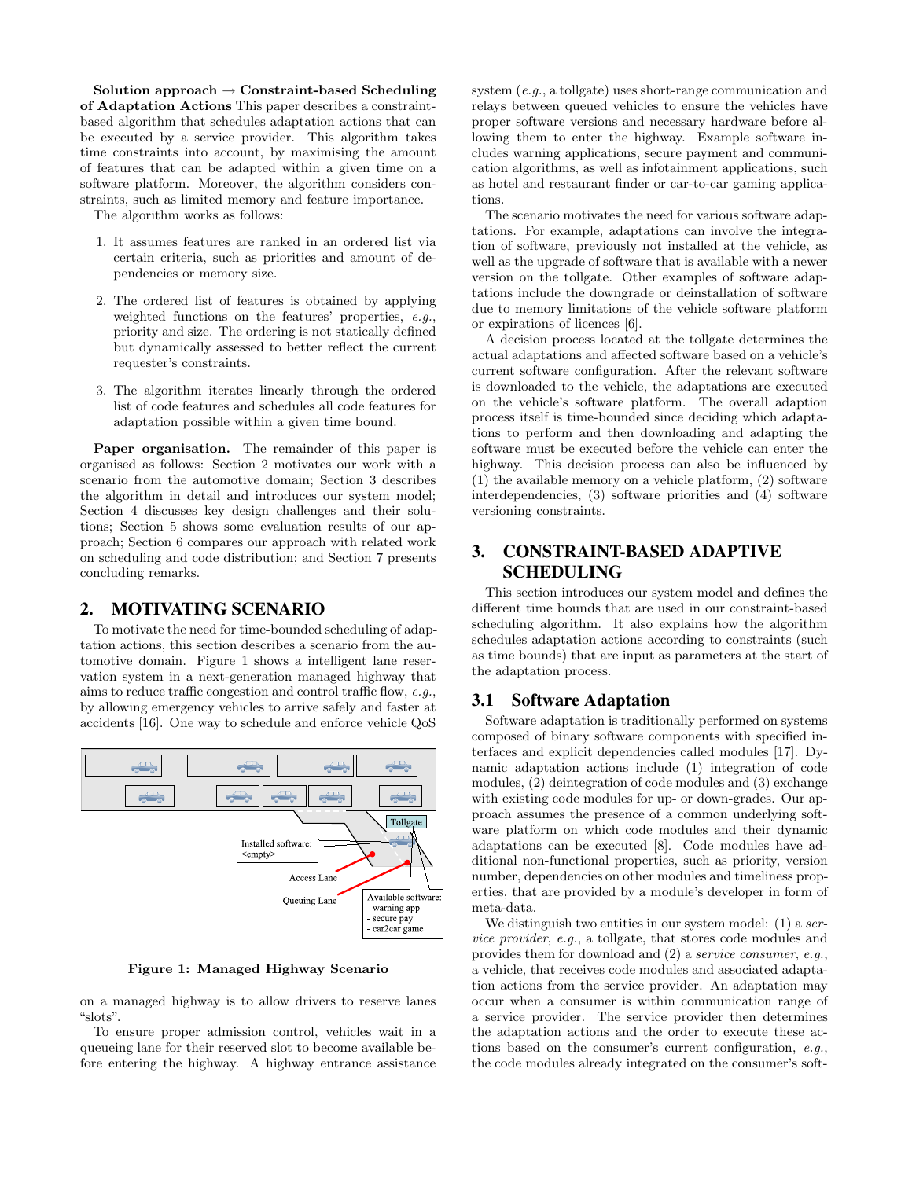**Solution approach → Constraint-based Scheduling of Adaptation Actions** This paper describes a constraint-based algorithm that schedules adaptation actions that can be executed by a service provider. This algorithm takes time constraints into account, by maximising the amount of features that can be adapted within a given time on a software platform. Moreover, the algorithm considers constraints, such as limited memory and feature importance.

The algorithm works as follows:

1. It assumes features are ranked in an ordered list via certain criteria, such as priorities and amount of dependencies or memory size.

2. The ordered list of features is obtained by applying weighted functions on the features' properties, *e.g.*, priority and size. The ordering is not statically defined but dynamically assessed to better reflect the current requester's constraints.

3. The algorithm iterates linearly through the ordered list of code features and schedules all code features for adaptation possible within a given time bound.

**Paper organisation.** The remainder of this paper is organised as follows: Section 2 motivates our work with a scenario from the automotive domain; Section 3 describes the algorithm in detail and introduces our system model; Section 4 discusses key design challenges and their solutions; Section 5 shows some evaluation results of our approach; Section 6 compares our approach with related work on scheduling and code distribution; and Section 7 presents concluding remarks.

## 2. MOTIVATING SCENARIO

To motivate the need for time-bounded scheduling of adaptation actions, this section describes a scenario from the automotive domain. Figure 1 shows a intelligent lane reservation system in a next-generation managed highway that aims to reduce traffic congestion and control traffic flow, *e.g.*, by allowing emergency vehicles to arrive safely and faster at accidents [16]. One way to schedule and enforce vehicle QoS on a managed highway is to allow drivers to reserve lanes "slots".

Installed software: <empty>

Tollgate

Access Lane

Queuing Lane

Available software:
- warning app
- secure pay
- car2car game

**Figure 1: Managed Highway Scenario**

To ensure proper admission control, vehicles wait in a queueing lane for their reserved slot to become available before entering the highway. A highway entrance assistance system (*e.g.*, a tollgate) uses short-range communication and relays between queued vehicles to ensure the vehicles have proper software versions and necessary hardware before allowing them to enter the highway. Example software includes warning applications, secure payment and communication algorithms, as well as infotainment applications, such as hotel and restaurant finder or car-to-car gaming applications.

The scenario motivates the need for various software adaptations. For example, adaptations can involve the integration of software, previously not installed at the vehicle, as well as the upgrade of software that is available with a newer version on the tollgate. Other examples of software adaptations include the downgrade or deinstallation of software due to memory limitations of the vehicle software platform or expirations of licences [6].

A decision process located at the tollgate determines the actual adaptations and affected software based on a vehicle's current software configuration. After the relevant software is downloaded to the vehicle, the adaptations are executed on the vehicle's software platform. The overall adaption process itself is time-bounded since deciding which adaptations to perform and then downloading and adapting the software must be executed before the vehicle can enter the highway. This decision process can also be influenced by (1) the available memory on a vehicle platform, (2) software interdependencies, (3) software priorities and (4) software versioning constraints.

## 3. CONSTRAINT-BASED ADAPTIVE SCHEDULING

This section introduces our system model and defines the different time bounds that are used in our constraint-based scheduling algorithm. It also explains how the algorithm schedules adaptation actions according to constraints (such as time bounds) that are input as parameters at the start of the adaptation process.

### 3.1 Software Adaptation

Software adaptation is traditionally performed on systems composed of binary software components with specified interfaces and explicit dependencies called modules [17]. Dynamic adaptation actions include (1) integration of code modules, (2) deintegration of code modules and (3) exchange with existing code modules for up- or down-grades. Our approach assumes the presence of a common underlying software platform on which code modules and their dynamic adaptations can be executed [8]. Code modules have additional non-functional properties, such as priority, version number, dependencies on other modules and timeliness properties, that are provided by a module's developer in form of meta-data.

We distinguish two entities in our system model: (1) a *service provider*, *e.g.*, a tollgate, that stores code modules and provides them for download and (2) a *service consumer*, *e.g.*, a vehicle, that receives code modules and associated adaptation actions from the service provider. An adaptation may occur when a consumer is within communication range of a service provider. The service provider then determines the adaptation actions and the order to execute these actions based on the consumer's current configuration, *e.g.*, the code modules already integrated on the consumer's soft-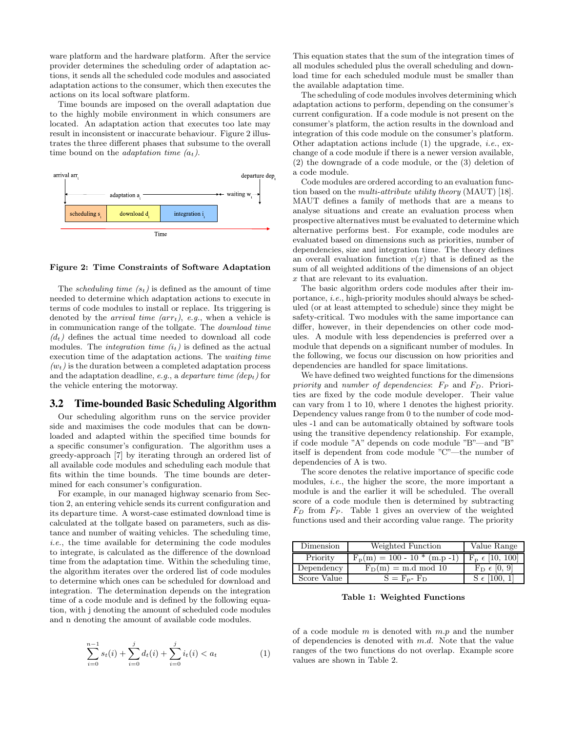ware platform and the hardware platform. After the service provider determines the scheduling order of adaptation actions, it sends all the scheduled code modules and associated adaptation actions to the consumer, which then executes the actions on its local software platform.

Time bounds are imposed on the overall adaptation due to the highly mobile environment in which consumers are located. An adaptation action that executes too late may result in inconsistent or inaccurate behaviour. Figure 2 illustrates the three different phases that subsume to the overall time bound on the *adaptation time* $(a_t)$.

**Figure 2: Time Constraints of Software Adaptation**

The *scheduling time* $(s_t)$ is defined as the amount of time needed to determine which adaptation actions to execute in terms of code modules to install or replace. Its triggering is denoted by the *arrival time* $(arr_t)$, *e.g.*, when a vehicle is in communication range of the tollgate. The *download time* $(d_t)$ defines the actual time needed to download all code modules. The *integration time* $(i_t)$ is defined as the actual execution time of the adaptation actions. The *waiting time* $(w_t)$ is the duration between a completed adaptation process and the adaptation deadline, *e.g.*, a *departure time* $(dep_t)$ for the vehicle entering the motorway.

## 3.2 Time-bounded Basic Scheduling Algorithm

Our scheduling algorithm runs on the service provider side and maximises the code modules that can be downloaded and adapted within the specified time bounds for a specific consumer's configuration. The algorithm uses a greedy-approach [7] by iterating through an ordered list of all available code modules and scheduling each module that fits within the time bounds. The time bounds are determined for each consumer's configuration.

For example, in our managed highway scenario from Section 2, an entering vehicle sends its current configuration and its departure time. A worst-case estimated download time is calculated at the tollgate based on parameters, such as distance and number of waiting vehicles. The scheduling time, *i.e.*, the time available for determining the code modules to integrate, is calculated as the difference of the download time from the adaptation time. Within the scheduling time, the algorithm iterates over the ordered list of code modules to determine which ones can be scheduled for download and integration. The determination depends on the integration time of a code module and is defined by the following equation, with j denoting the amount of scheduled code modules and n denoting the amount of available code modules.

$$\sum_{i=0}^{n-1} s_t(i) + \sum_{i=0}^{j} d_t(i) + \sum_{i=0}^{j} i_t(i) < a_t \qquad (1)$$

This equation states that the sum of the integration times of all modules scheduled plus the overall scheduling and download time for each scheduled module must be smaller than the available adaptation time.

The scheduling of code modules involves determining which adaptation actions to perform, depending on the consumer's current configuration. If a code module is not present on the consumer's platform, the action results in the download and integration of this code module on the consumer's platform. Other adaptation actions include (1) the upgrade, *i.e.*, exchange of a code module if there is a newer version available, (2) the downgrade of a code module, or the (3) deletion of a code module.

Code modules are ordered according to an evaluation function based on the *multi-attribute utility theory* (MAUT) [18]. MAUT defines a family of methods that are a means to analyse situations and create an evaluation process when prospective alternatives must be evaluated to determine which alternative performs best. For example, code modules are evaluated based on dimensions such as priorities, number of dependencies, size and integration time. The theory defines an overall evaluation function $v(x)$ that is defined as the sum of all weighted additions of the dimensions of an object $x$ that are relevant to its evaluation.

The basic algorithm orders code modules after their importance, *i.e.*, high-priority modules should always be scheduled (or at least attempted to schedule) since they might be safety-critical. Two modules with the same importance can differ, however, in their dependencies on other code modules. A module with less dependencies is preferred over a module that depends on a significant number of modules. In the following, we focus our discussion on how priorities and dependencies are handled for space limitations.

We have defined two weighted functions for the dimensions *priority* and *number of dependencies*: $F_P$ and $F_D$. Priorities are fixed by the code module developer. Their value can vary from 1 to 10, where 1 denotes the highest priority. Dependency values range from 0 to the number of code modules -1 and can be automatically obtained by software tools using the transitive dependency relationship. For example, if code module "A" depends on code module "B"—and "B" itself is dependent from code module "C"—the number of dependencies of A is two.

The score denotes the relative importance of specific code modules, *i.e.*, the higher the score, the more important a module is and the earlier it will be scheduled. The overall score of a code module then is determined by subtracting $F_D$ from $F_P$. Table 1 gives an overview of the weighted functions used and their according value range. The priority of a code module $m$ is denoted with $m.p$ and the number of dependencies is denoted with $m.d$. Note that the value ranges of the two functions do not overlap. Example score values are shown in Table 2.

| Dimension | Weighted Function | Value Range |
|---|---|---|
| Priority | $F_p(m) = 100 - 10 * (m.p - 1)$ | $F_p \in [10, 100]$ |
| Dependency | $F_D(m) = m.d \bmod 10$ | $F_D \in [0, 9]$ |
| Score Value | $S = F_p - F_D$ | $S \in [100, 1]$ |

**Table 1: Weighted Functions**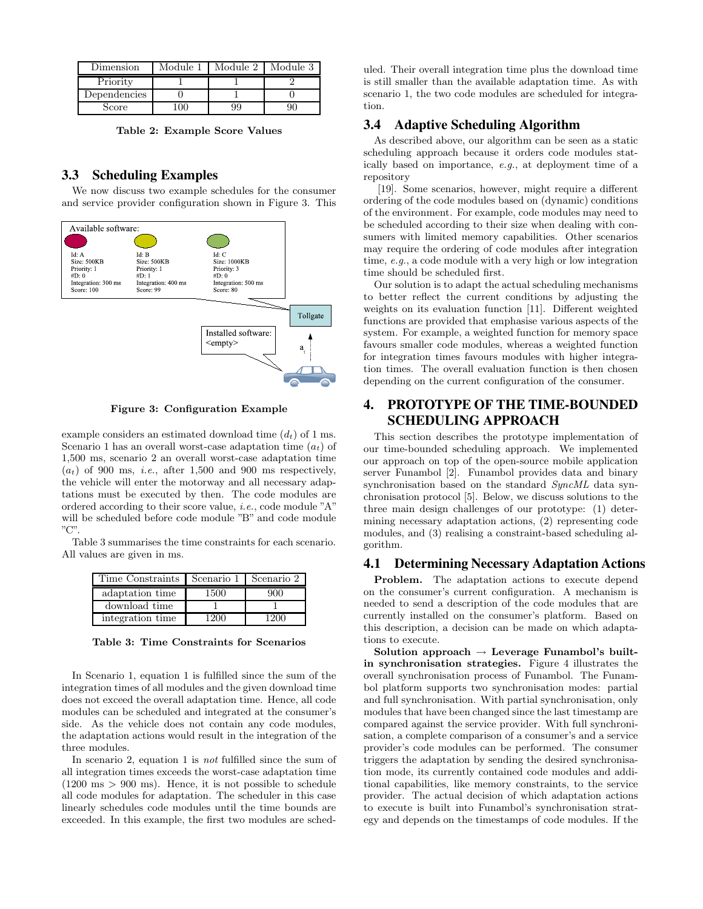| Dimension | Module 1 | Module 2 | Module 3 |
| --- | --- | --- | --- |
| Priority | 1 | 1 | 2 |
| Dependencies | 0 | 1 | 0 |
| Score | 100 | 99 | 90 |

**Table 2: Example Score Values**

## 3.3 Scheduling Examples

We now discuss two example schedules for the consumer and service provider configuration shown in Figure 3. This

Available software:

Id: A
Size: 500KB
Priority: 1
#D: 0
Integration: 300 ms
Score: 100

Id: B
Size: 500KB
Priority: 1
#D: 1
Integration: 400 ms
Score: 99

Id: C
Size: 1000KB
Priority: 3
#D: 0
Integration: 500 ms
Score: 80

Tollgate

Installed software:
<empty>

$a_t$

**Figure 3: Configuration Example**

example considers an estimated download time ($d_t$) of 1 ms. Scenario 1 has an overall worst-case adaptation time ($a_t$) of 1,500 ms, scenario 2 an overall worst-case adaptation time ($a_t$) of 900 ms, *i.e.*, after 1,500 and 900 ms respectively, the vehicle will enter the motorway and all necessary adaptations must be executed by then. The code modules are ordered according to their score value, *i.e.*, code module "A" will be scheduled before code module "B" and code module "C".

Table 3 summarises the time constraints for each scenario. All values are given in ms.

| Time Constraints | Scenario 1 | Scenario 2 |
| --- | --- | --- |
| adaptation time | 1500 | 900 |
| download time | 1 | 1 |
| integration time | 1200 | 1200 |

**Table 3: Time Constraints for Scenarios**

In Scenario 1, equation 1 is fulfilled since the sum of the integration times of all modules and the given download time does not exceed the overall adaptation time. Hence, all code modules can be scheduled and integrated at the consumer's side. As the vehicle does not contain any code modules, the adaptation actions would result in the integration of the three modules.

In scenario 2, equation 1 is *not* fulfilled since the sum of all integration times exceeds the worst-case adaptation time (1200 ms > 900 ms). Hence, it is not possible to schedule all code modules for adaptation. The scheduler in this case linearly schedules code modules until the time bounds are exceeded. In this example, the first two modules are scheduled. Their overall integration time plus the download time is still smaller than the available adaptation time. As with scenario 1, the two code modules are scheduled for integration.

## 3.4 Adaptive Scheduling Algorithm

As described above, our algorithm can be seen as a static scheduling approach because it orders code modules statically based on importance, *e.g.*, at deployment time of a repository [19]. Some scenarios, however, might require a different ordering of the code modules based on (dynamic) conditions of the environment. For example, code modules may need to be scheduled according to their size when dealing with consumers with limited memory capabilities. Other scenarios may require the ordering of code modules after integration time, *e.g.*, a code module with a very high or low integration time should be scheduled first.

Our solution is to adapt the actual scheduling mechanisms to better reflect the current conditions by adjusting the weights on its evaluation function [11]. Different weighted functions are provided that emphasise various aspects of the system. For example, a weighted function for memory space favours smaller code modules, whereas a weighted function for integration times favours modules with higher integration times. The overall evaluation function is then chosen depending on the current configuration of the consumer.

# 4. PROTOTYPE OF THE TIME-BOUNDED SCHEDULING APPROACH

This section describes the prototype implementation of our time-bounded scheduling approach. We implemented our approach on top of the open-source mobile application server Funambol [2]. Funambol provides data and binary synchronisation based on the standard *SyncML* data synchronisation protocol [5]. Below, we discuss solutions to the three main design challenges of our prototype: (1) determining necessary adaptation actions, (2) representing code modules, and (3) realising a constraint-based scheduling algorithm.

## 4.1 Determining Necessary Adaptation Actions

**Problem.** The adaptation actions to execute depend on the consumer's current configuration. A mechanism is needed to send a description of the code modules that are currently installed on the consumer's platform. Based on this description, a decision can be made on which adaptations to execute.

**Solution approach → Leverage Funambol's built-in synchronisation strategies.** Figure 4 illustrates the overall synchronisation process of Funambol. The Funambol platform supports two synchronisation modes: partial and full synchronisation. With partial synchronisation, only modules that have been changed since the last timestamp are compared against the service provider. With full synchronisation, a complete comparison of a consumer's and a service provider's code modules can be performed. The consumer triggers the adaptation by sending the desired synchronisation mode, its currently contained code modules and additional capabilities, like memory constraints, to the service provider. The actual decision of which adaptation actions to execute is built into Funambol's synchronisation strategy and depends on the timestamps of code modules. If the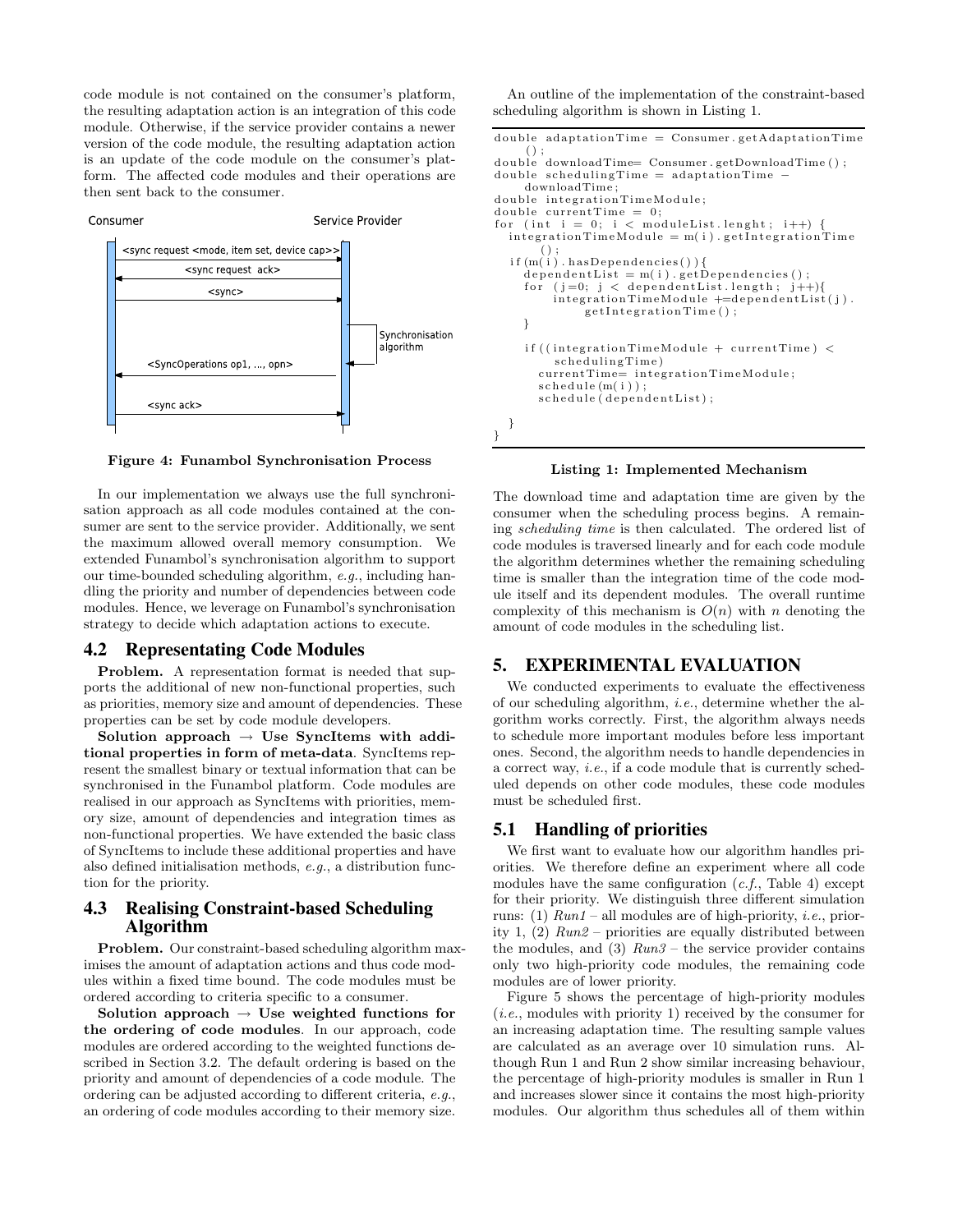code module is not contained on the consumer's platform, the resulting adaptation action is an integration of this code module. Otherwise, if the service provider contains a newer version of the code module, the resulting adaptation action is an update of the code module on the consumer's platform. The affected code modules and their operations are then sent back to the consumer.

Consumer — Service Provider

<sync request <mode, item set, device cap>>

<sync request ack>

<sync>

Synchronisation algorithm

<SyncOperations op1, ..., opn>

<sync ack>

**Figure 4: Funambol Synchronisation Process**

In our implementation we always use the full synchronisation approach as all code modules contained at the consumer are sent to the service provider. Additionally, we sent the maximum allowed overall memory consumption. We extended Funambol's synchronisation algorithm to support our time-bounded scheduling algorithm, *e.g.*, including handling the priority and number of dependencies between code modules. Hence, we leverage on Funambol's synchronisation strategy to decide which adaptation actions to execute.

## 4.2 Representating Code Modules

**Problem.** A representation format is needed that supports the additional of new non-functional properties, such as priorities, memory size and amount of dependencies. These properties can be set by code module developers.

**Solution approach → Use SyncItems with additional properties in form of meta-data**. SyncItems represent the smallest binary or textual information that can be synchronised in the Funambol platform. Code modules are realised in our approach as SyncItems with priorities, memory size, amount of dependencies and integration times as non-functional properties. We have extended the basic class of SyncItems to include these additional properties and have also defined initialisation methods, *e.g.*, a distribution function for the priority.

## 4.3 Realising Constraint-based Scheduling Algorithm

**Problem.** Our constraint-based scheduling algorithm maximises the amount of adaptation actions and thus code modules within a fixed time bound. The code modules must be ordered according to criteria specific to a consumer.

**Solution approach → Use weighted functions for the ordering of code modules**. In our approach, code modules are ordered according to the weighted functions described in Section 3.2. The default ordering is based on the priority and amount of dependencies of a code module. The ordering can be adjusted according to different criteria, *e.g.*, an ordering of code modules according to their memory size.

An outline of the implementation of the constraint-based scheduling algorithm is shown in Listing 1.

```
double adaptationTime = Consumer.getAdaptationTime
    ();
double downloadTime= Consumer.getDownloadTime();
double schedulingTime = adaptationTime −
    downloadTime;
double integrationTimeModule;
double currentTime = 0;
for (int i = 0; i < moduleList.lenght; i++) {
  integrationTimeModule = m(i).getIntegrationTime
      ();
  if(m(i).hasDependencies()){
    dependentList = m(i).getDependencies();
    for (j=0; j < dependentList.length; j++){
        integrationTimeModule +=dependentList(j).
            getIntegrationTime();
    }

    if((integrationTimeModule + currentTime) <
        schedulingTime)
      currentTime= integrationTimeModule;
      schedule(m(i));
      schedule(dependentList);

  }
}
```

**Listing 1: Implemented Mechanism**

The download time and adaptation time are given by the consumer when the scheduling process begins. A remaining *scheduling time* is then calculated. The ordered list of code modules is traversed linearly and for each code module the algorithm determines whether the remaining scheduling time is smaller than the integration time of the code module itself and its dependent modules. The overall runtime complexity of this mechanism is $O(n)$ with $n$ denoting the amount of code modules in the scheduling list.

# 5. EXPERIMENTAL EVALUATION

We conducted experiments to evaluate the effectiveness of our scheduling algorithm, *i.e.*, determine whether the algorithm works correctly. First, the algorithm always needs to schedule more important modules before less important ones. Second, the algorithm needs to handle dependencies in a correct way, *i.e.*, if a code module that is currently scheduled depends on other code modules, these code modules must be scheduled first.

## 5.1 Handling of priorities

We first want to evaluate how our algorithm handles priorities. We therefore define an experiment where all code modules have the same configuration (*c.f.*, Table 4) except for their priority. We distinguish three different simulation runs: (1) *Run1* – all modules are of high-priority, *i.e.*, priority 1, (2) *Run2* – priorities are equally distributed between the modules, and (3) *Run3* – the service provider contains only two high-priority code modules, the remaining code modules are of lower priority.

Figure 5 shows the percentage of high-priority modules (*i.e.*, modules with priority 1) received by the consumer for an increasing adaptation time. The resulting sample values are calculated as an average over 10 simulation runs. Although Run 1 and Run 2 show similar increasing behaviour, the percentage of high-priority modules is smaller in Run 1 and increases slower since it contains the most high-priority modules. Our algorithm thus schedules all of them within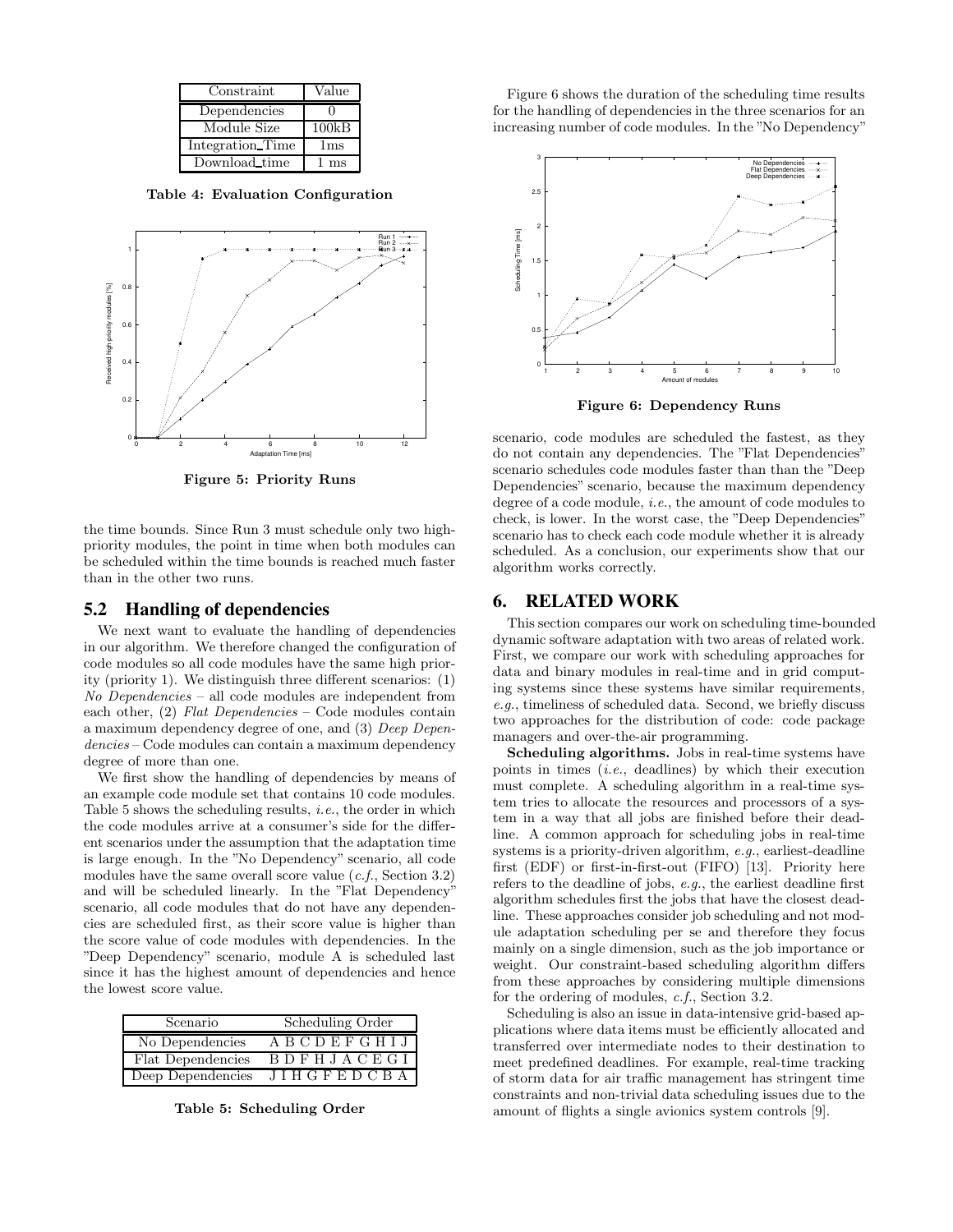| Constraint | Value |
|---|---|
| Dependencies | 0 |
| Module Size | 100kB |
| Integration_Time | 1ms |
| Download_time | 1 ms |

**Table 4: Evaluation Configuration**

Run 1
Run 2
Run 3

Received high-priority modules [%]

Adaptation Time [ms]

0 0.2 0.4 0.6 0.8 1

0 2 4 6 8 10 12

**Figure 5: Priority Runs**

the time bounds. Since Run 3 must schedule only two high-priority modules, the point in time when both modules can be scheduled within the time bounds is reached much faster than in the other two runs.

## 5.2 Handling of dependencies

We next want to evaluate the handling of dependencies in our algorithm. We therefore changed the configuration of code modules so all code modules have the same high priority (priority 1). We distinguish three different scenarios: (1) *No Dependencies* – all code modules are independent from each other, (2) *Flat Dependencies* – Code modules contain a maximum dependency degree of one, and (3) *Deep Dependencies* – Code modules can contain a maximum dependency degree of more than one.

We first show the handling of dependencies by means of an example code module set that contains 10 code modules. Table 5 shows the scheduling results, *i.e.*, the order in which the code modules arrive at a consumer's side for the different scenarios under the assumption that the adaptation time is large enough. In the "No Dependency" scenario, all code modules have the same overall score value (*c.f.*, Section 3.2) and will be scheduled linearly. In the "Flat Dependency" scenario, all code modules that do not have any dependencies are scheduled first, as their score value is higher than the score value of code modules with dependencies. In the "Deep Dependency" scenario, module A is scheduled last since it has the highest amount of dependencies and hence the lowest score value.

| Scenario | Scheduling Order |
|---|---|
| No Dependencies | A B C D E F G H I J |
| Flat Dependencies | B D F H J A C E G I |
| Deep Dependencies | J I H G F E D C B A |

**Table 5: Scheduling Order**

Figure 6 shows the duration of the scheduling time results for the handling of dependencies in the three scenarios for an increasing number of code modules. In the "No Dependency"

No Dependencies
Flat Dependencies
Deep Dependencies

Scheduling Time [ms]

Amount of modules

0 0.5 1 1.5 2 2.5 3

1 2 3 4 5 6 7 8 9 10

**Figure 6: Dependency Runs**

scenario, code modules are scheduled the fastest, as they do not contain any dependencies. The "Flat Dependencies" scenario schedules code modules faster than than the "Deep Dependencies" scenario, because the maximum dependency degree of a code module, *i.e.*, the amount of code modules to check, is lower. In the worst case, the "Deep Dependencies" scenario has to check each code module whether it is already scheduled. As a conclusion, our experiments show that our algorithm works correctly.

# 6. RELATED WORK

This section compares our work on scheduling time-bounded dynamic software adaptation with two areas of related work. First, we compare our work with scheduling approaches for data and binary modules in real-time and in grid computing systems since these systems have similar requirements, *e.g.*, timeliness of scheduled data. Second, we briefly discuss two approaches for the distribution of code: code package managers and over-the-air programming.

**Scheduling algorithms.** Jobs in real-time systems have points in times (*i.e.*, deadlines) by which their execution must complete. A scheduling algorithm in a real-time system tries to allocate the resources and processors of a system in a way that all jobs are finished before their deadline. A common approach for scheduling jobs in real-time systems is a priority-driven algorithm, *e.g.*, earliest-deadline first (EDF) or first-in-first-out (FIFO) [13]. Priority here refers to the deadline of jobs, *e.g.*, the earliest deadline first algorithm schedules first the jobs that have the closest deadline. These approaches consider job scheduling and not module adaptation scheduling per se and therefore they focus mainly on a single dimension, such as the job importance or weight. Our constraint-based scheduling algorithm differs from these approaches by considering multiple dimensions for the ordering of modules, *c.f.*, Section 3.2.

Scheduling is also an issue in data-intensive grid-based applications where data items must be efficiently allocated and transferred over intermediate nodes to their destination to meet predefined deadlines. For example, real-time tracking of storm data for air traffic management has stringent time constraints and non-trivial data scheduling issues due to the amount of flights a single avionics system controls [9].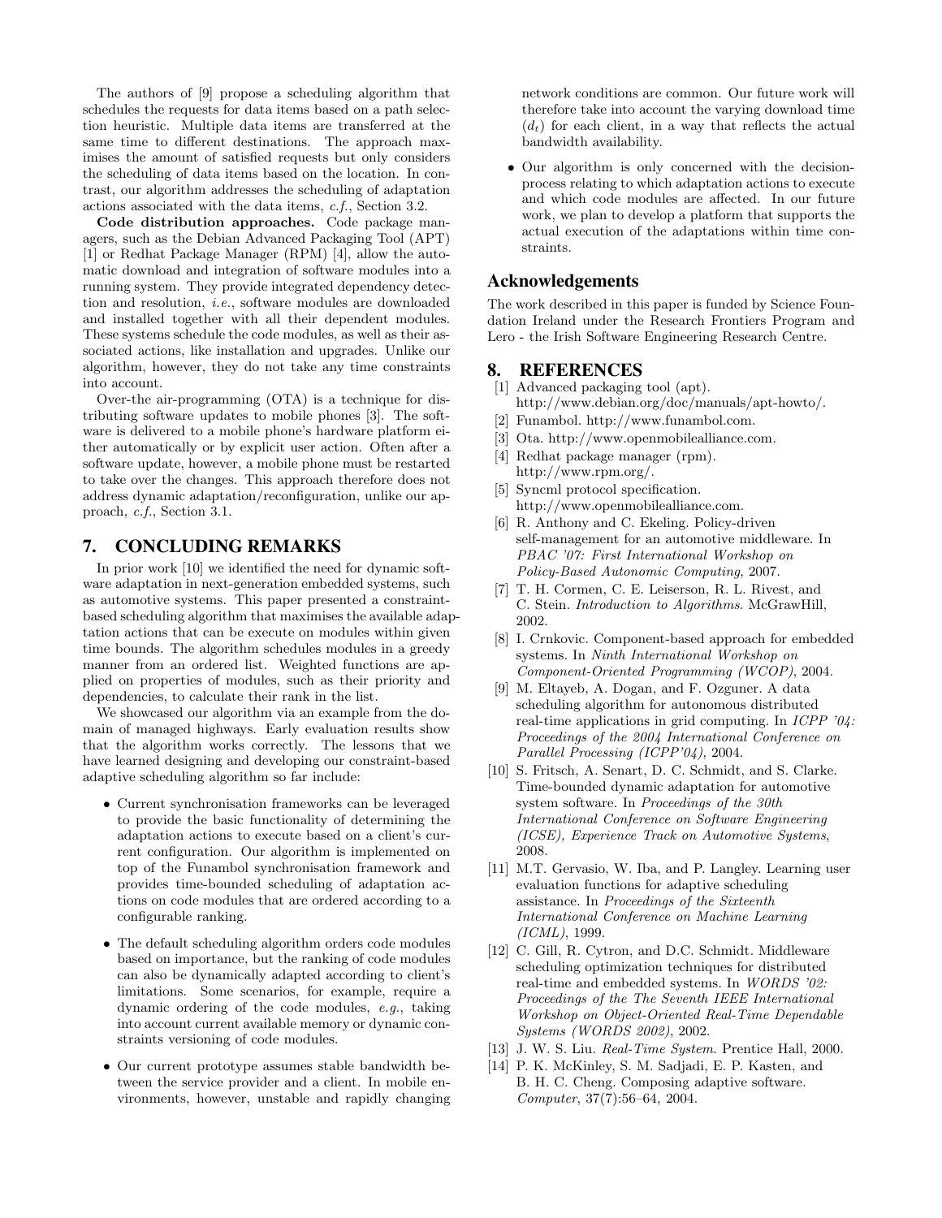The authors of [9] propose a scheduling algorithm that schedules the requests for data items based on a path selection heuristic. Multiple data items are transferred at the same time to different destinations. The approach maximises the amount of satisfied requests but only considers the scheduling of data items based on the location. In contrast, our algorithm addresses the scheduling of adaptation actions associated with the data items, *c.f.*, Section 3.2.

**Code distribution approaches.** Code package managers, such as the Debian Advanced Packaging Tool (APT) [1] or Redhat Package Manager (RPM) [4], allow the automatic download and integration of software modules into a running system. They provide integrated dependency detection and resolution, *i.e.*, software modules are downloaded and installed together with all their dependent modules. These systems schedule the code modules, as well as their associated actions, like installation and upgrades. Unlike our algorithm, however, they do not take any time constraints into account.

Over-the air-programming (OTA) is a technique for distributing software updates to mobile phones [3]. The software is delivered to a mobile phone's hardware platform either automatically or by explicit user action. Often after a software update, however, a mobile phone must be restarted to take over the changes. This approach therefore does not address dynamic adaptation/reconfiguration, unlike our approach, *c.f.*, Section 3.1.

## 7. CONCLUDING REMARKS

In prior work [10] we identified the need for dynamic software adaptation in next-generation embedded systems, such as automotive systems. This paper presented a constraint-based scheduling algorithm that maximises the available adaptation actions that can be execute on modules within given time bounds. The algorithm schedules modules in a greedy manner from an ordered list. Weighted functions are applied on properties of modules, such as their priority and dependencies, to calculate their rank in the list.

We showcased our algorithm via an example from the domain of managed highways. Early evaluation results show that the algorithm works correctly. The lessons that we have learned designing and developing our constraint-based adaptive scheduling algorithm so far include:

- Current synchronisation frameworks can be leveraged to provide the basic functionality of determining the adaptation actions to execute based on a client's current configuration. Our algorithm is implemented on top of the Funambol synchronisation framework and provides time-bounded scheduling of adaptation actions on code modules that are ordered according to a configurable ranking.
- The default scheduling algorithm orders code modules based on importance, but the ranking of code modules can also be dynamically adapted according to client's limitations. Some scenarios, for example, require a dynamic ordering of the code modules, *e.g.*, taking into account current available memory or dynamic constraints versioning of code modules.
- Our current prototype assumes stable bandwidth between the service provider and a client. In mobile environments, however, unstable and rapidly changing network conditions are common. Our future work will therefore take into account the varying download time ($d_t$) for each client, in a way that reflects the actual bandwidth availability.
- Our algorithm is only concerned with the decision-process relating to which adaptation actions to execute and which code modules are affected. In our future work, we plan to develop a platform that supports the actual execution of the adaptations within time constraints.

## Acknowledgements

The work described in this paper is funded by Science Foundation Ireland under the Research Frontiers Program and Lero - the Irish Software Engineering Research Centre.

## 8. REFERENCES

[1] Advanced packaging tool (apt). http://www.debian.org/doc/manuals/apt-howto/.

[2] Funambol. http://www.funambol.com.

[3] Ota. http://www.openmobilealliance.com.

[4] Redhat package manager (rpm). http://www.rpm.org/.

[5] Syncml protocol specification. http://www.openmobilealliance.com.

[6] R. Anthony and C. Ekeling. Policy-driven self-management for an automotive middleware. In *PBAC '07: First International Workshop on Policy-Based Autonomic Computing*, 2007.

[7] T. H. Cormen, C. E. Leiserson, R. L. Rivest, and C. Stein. *Introduction to Algorithms*. McGrawHill, 2002.

[8] I. Crnkovic. Component-based approach for embedded systems. In *Ninth International Workshop on Component-Oriented Programming (WCOP)*, 2004.

[9] M. Eltayeb, A. Dogan, and F. Ozguner. A data scheduling algorithm for autonomous distributed real-time applications in grid computing. In *ICPP '04: Proceedings of the 2004 International Conference on Parallel Processing (ICPP'04)*, 2004.

[10] S. Fritsch, A. Senart, D. C. Schmidt, and S. Clarke. Time-bounded dynamic adaptation for automotive system software. In *Proceedings of the 30th International Conference on Software Engineering (ICSE), Experience Track on Automotive Systems*, 2008.

[11] M.T. Gervasio, W. Iba, and P. Langley. Learning user evaluation functions for adaptive scheduling assistance. In *Proceedings of the Sixteenth International Conference on Machine Learning (ICML)*, 1999.

[12] C. Gill, R. Cytron, and D.C. Schmidt. Middleware scheduling optimization techniques for distributed real-time and embedded systems. In *WORDS '02: Proceedings of the The Seventh IEEE International Workshop on Object-Oriented Real-Time Dependable Systems (WORDS 2002)*, 2002.

[13] J. W. S. Liu. *Real-Time System*. Prentice Hall, 2000.

[14] P. K. McKinley, S. M. Sadjadi, E. P. Kasten, and B. H. C. Cheng. Composing adaptive software. *Computer*, 37(7):56–64, 2004.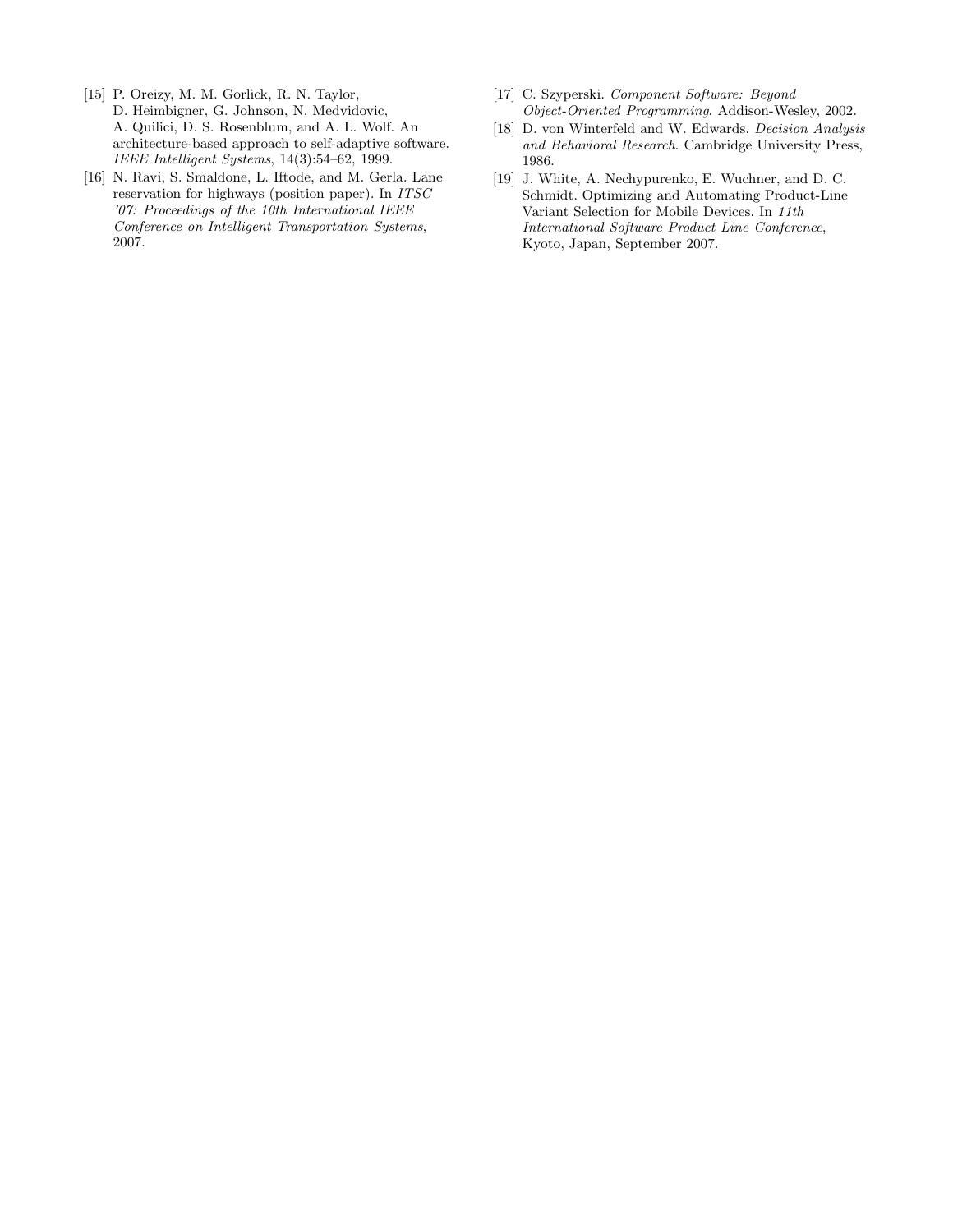[15] P. Oreizy, M. M. Gorlick, R. N. Taylor, D. Heimbigner, G. Johnson, N. Medvidovic, A. Quilici, D. S. Rosenblum, and A. L. Wolf. An architecture-based approach to self-adaptive software. *IEEE Intelligent Systems*, 14(3):54–62, 1999.

[16] N. Ravi, S. Smaldone, L. Iftode, and M. Gerla. Lane reservation for highways (position paper). In *ITSC '07: Proceedings of the 10th International IEEE Conference on Intelligent Transportation Systems*, 2007.

[17] C. Szyperski. *Component Software: Beyond Object-Oriented Programming*. Addison-Wesley, 2002.

[18] D. von Winterfeld and W. Edwards. *Decision Analysis and Behavioral Research*. Cambridge University Press, 1986.

[19] J. White, A. Nechypurenko, E. Wuchner, and D. C. Schmidt. Optimizing and Automating Product-Line Variant Selection for Mobile Devices. In *11th International Software Product Line Conference*, Kyoto, Japan, September 2007.